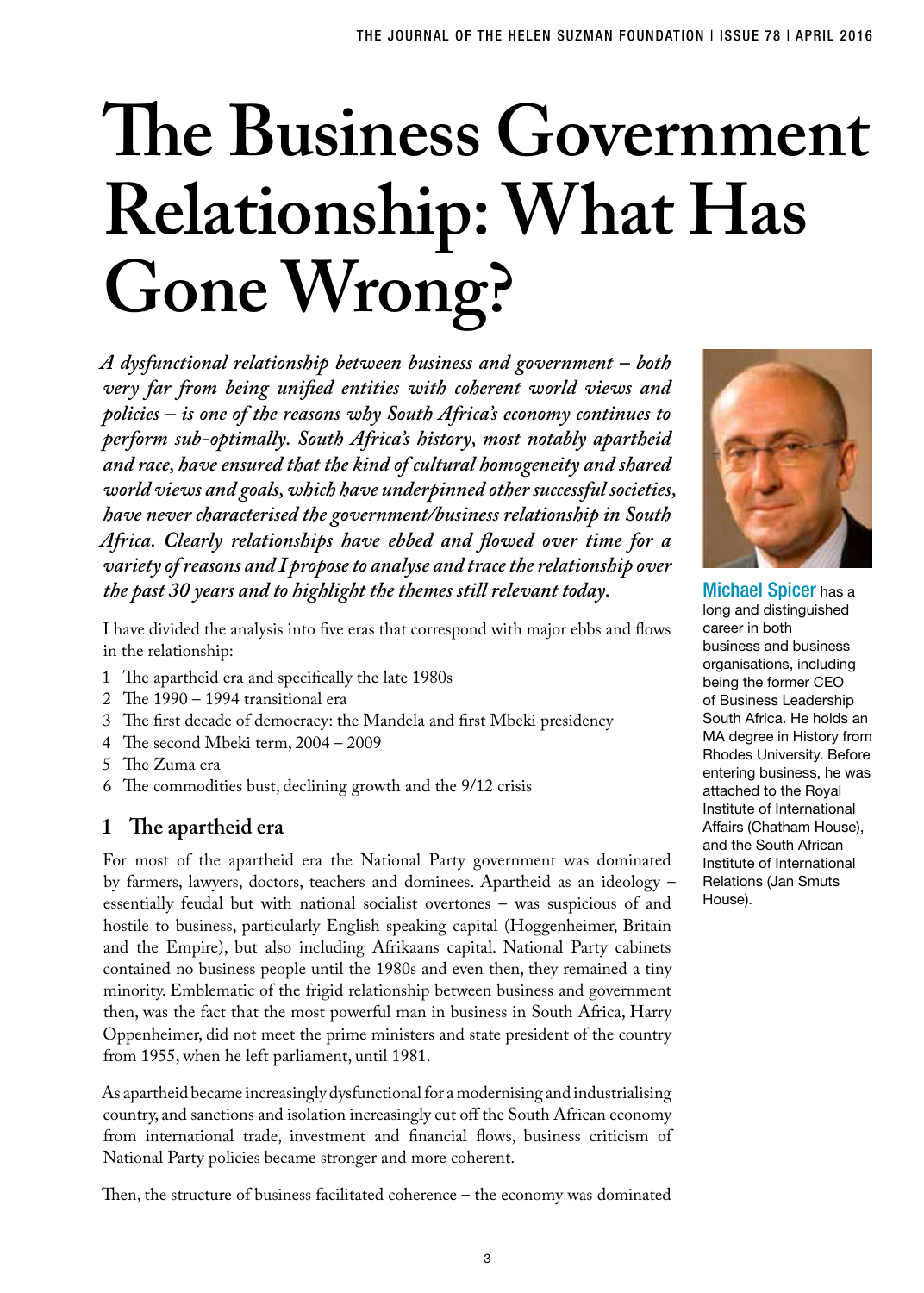# The Business Government Relationship: What Has Gone Wrong?

*A dysfunctional relationship between business and government – both very far from being unified entities with coherent world views and policies – is one of the reasons why South Africa's economy continues to perform sub-optimally. South Africa's history, most notably apartheid and race, have ensured that the kind of cultural homogeneity and shared world views and goals, which have underpinned other successful societies, have never characterised the government/business relationship in South Africa. Clearly relationships have ebbed and flowed over time for a variety of reasons and I propose to analyse and trace the relationship over the past 30 years and to highlight the themes still relevant today.*

**Michael Spicer** has a long and distinguished career in both business and business organisations, including being the former CEO of Business Leadership South Africa. He holds an MA degree in History from Rhodes University. Before entering business, he was attached to the Royal Institute of International Affairs (Chatham House), and the South African Institute of International Relations (Jan Smuts House).

I have divided the analysis into five eras that correspond with major ebbs and flows in the relationship:

1. The apartheid era and specifically the late 1980s
2. The 1990 – 1994 transitional era
3. The first decade of democracy: the Mandela and first Mbeki presidency
4. The second Mbeki term, 2004 – 2009
5. The Zuma era
6. The commodities bust, declining growth and the 9/12 crisis

## 1 The apartheid era

For most of the apartheid era the National Party government was dominated by farmers, lawyers, doctors, teachers and dominees. Apartheid as an ideology – essentially feudal but with national socialist overtones – was suspicious of and hostile to business, particularly English speaking capital (Hoggenheimer, Britain and the Empire), but also including Afrikaans capital. National Party cabinets contained no business people until the 1980s and even then, they remained a tiny minority. Emblematic of the frigid relationship between business and government then, was the fact that the most powerful man in business in South Africa, Harry Oppenheimer, did not meet the prime ministers and state president of the country from 1955, when he left parliament, until 1981.

As apartheid became increasingly dysfunctional for a modernising and industrialising country, and sanctions and isolation increasingly cut off the South African economy from international trade, investment and financial flows, business criticism of National Party policies became stronger and more coherent.

Then, the structure of business facilitated coherence – the economy was dominated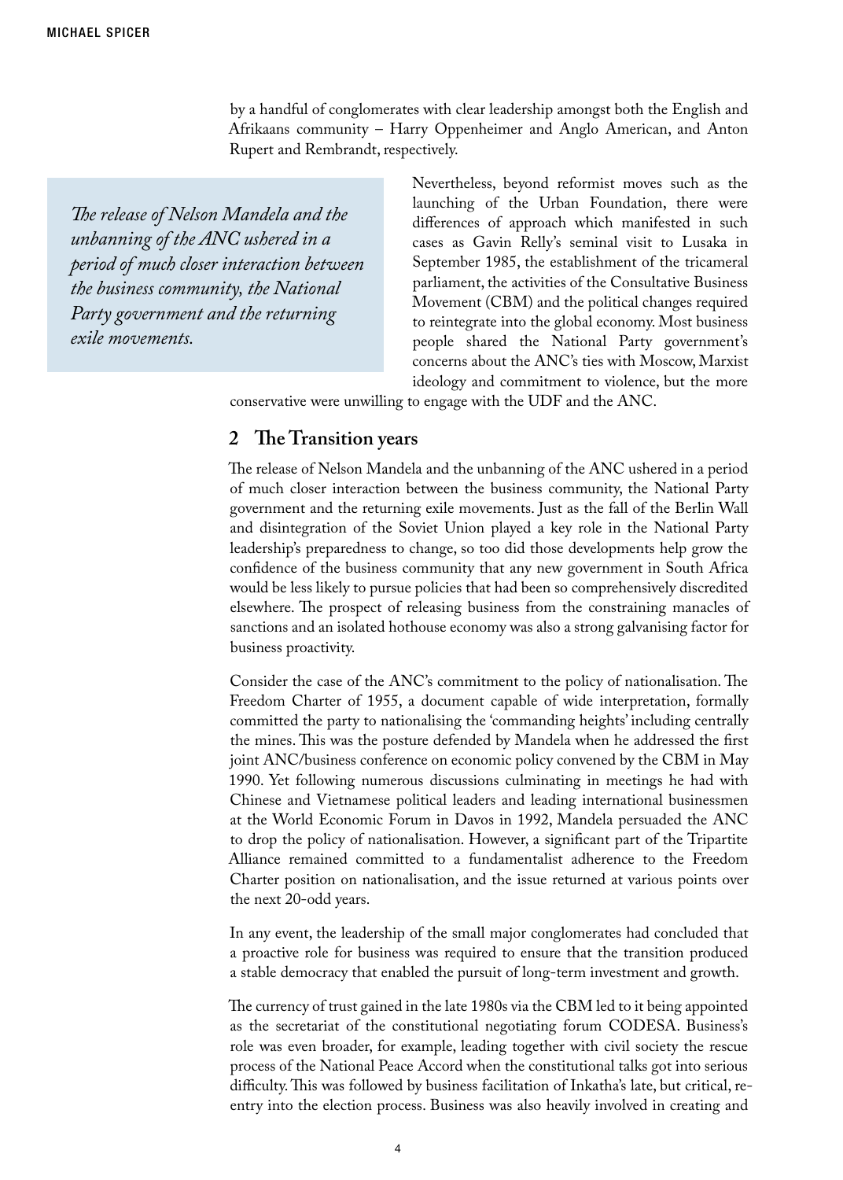by a handful of conglomerates with clear leadership amongst both the English and Afrikaans community – Harry Oppenheimer and Anglo American, and Anton Rupert and Rembrandt, respectively.

> *The release of Nelson Mandela and the unbanning of the ANC ushered in a period of much closer interaction between the business community, the National Party government and the returning exile movements.*

Nevertheless, beyond reformist moves such as the launching of the Urban Foundation, there were differences of approach which manifested in such cases as Gavin Relly's seminal visit to Lusaka in September 1985, the establishment of the tricameral parliament, the activities of the Consultative Business Movement (CBM) and the political changes required to reintegrate into the global economy. Most business people shared the National Party government's concerns about the ANC's ties with Moscow, Marxist ideology and commitment to violence, but the more conservative were unwilling to engage with the UDF and the ANC.

## 2 The Transition years

The release of Nelson Mandela and the unbanning of the ANC ushered in a period of much closer interaction between the business community, the National Party government and the returning exile movements. Just as the fall of the Berlin Wall and disintegration of the Soviet Union played a key role in the National Party leadership's preparedness to change, so too did those developments help grow the confidence of the business community that any new government in South Africa would be less likely to pursue policies that had been so comprehensively discredited elsewhere. The prospect of releasing business from the constraining manacles of sanctions and an isolated hothouse economy was also a strong galvanising factor for business proactivity.

Consider the case of the ANC's commitment to the policy of nationalisation. The Freedom Charter of 1955, a document capable of wide interpretation, formally committed the party to nationalising the 'commanding heights' including centrally the mines. This was the posture defended by Mandela when he addressed the first joint ANC/business conference on economic policy convened by the CBM in May 1990. Yet following numerous discussions culminating in meetings he had with Chinese and Vietnamese political leaders and leading international businessmen at the World Economic Forum in Davos in 1992, Mandela persuaded the ANC to drop the policy of nationalisation. However, a significant part of the Tripartite Alliance remained committed to a fundamentalist adherence to the Freedom Charter position on nationalisation, and the issue returned at various points over the next 20-odd years.

In any event, the leadership of the small major conglomerates had concluded that a proactive role for business was required to ensure that the transition produced a stable democracy that enabled the pursuit of long-term investment and growth.

The currency of trust gained in the late 1980s via the CBM led to it being appointed as the secretariat of the constitutional negotiating forum CODESA. Business's role was even broader, for example, leading together with civil society the rescue process of the National Peace Accord when the constitutional talks got into serious difficulty. This was followed by business facilitation of Inkatha's late, but critical, re-entry into the election process. Business was also heavily involved in creating and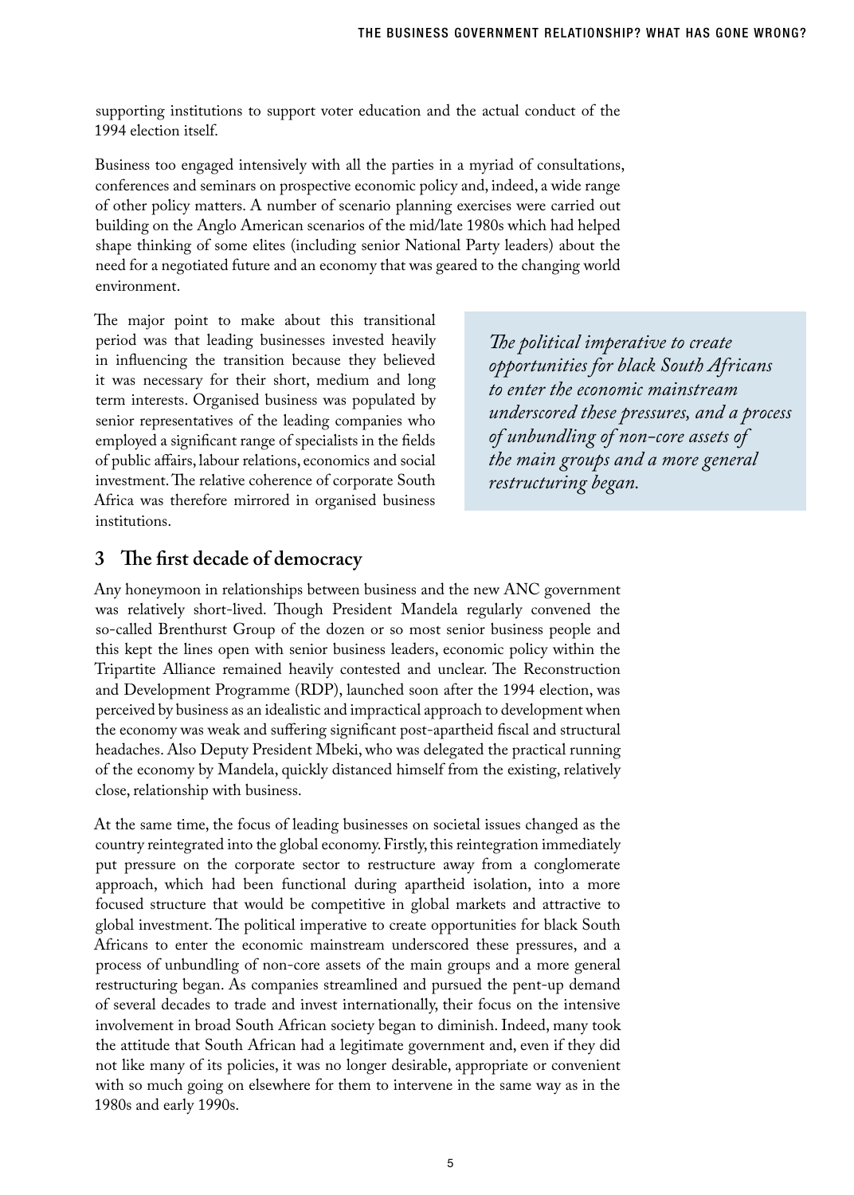supporting institutions to support voter education and the actual conduct of the 1994 election itself.

Business too engaged intensively with all the parties in a myriad of consultations, conferences and seminars on prospective economic policy and, indeed, a wide range of other policy matters. A number of scenario planning exercises were carried out building on the Anglo American scenarios of the mid/late 1980s which had helped shape thinking of some elites (including senior National Party leaders) about the need for a negotiated future and an economy that was geared to the changing world environment.

The major point to make about this transitional period was that leading businesses invested heavily in influencing the transition because they believed it was necessary for their short, medium and long term interests. Organised business was populated by senior representatives of the leading companies who employed a significant range of specialists in the fields of public affairs, labour relations, economics and social investment. The relative coherence of corporate South Africa was therefore mirrored in organised business institutions.

*The political imperative to create opportunities for black South Africans to enter the economic mainstream underscored these pressures, and a process of unbundling of non-core assets of the main groups and a more general restructuring began.*

## 3 The first decade of democracy

Any honeymoon in relationships between business and the new ANC government was relatively short-lived. Though President Mandela regularly convened the so-called Brenthurst Group of the dozen or so most senior business people and this kept the lines open with senior business leaders, economic policy within the Tripartite Alliance remained heavily contested and unclear. The Reconstruction and Development Programme (RDP), launched soon after the 1994 election, was perceived by business as an idealistic and impractical approach to development when the economy was weak and suffering significant post-apartheid fiscal and structural headaches. Also Deputy President Mbeki, who was delegated the practical running of the economy by Mandela, quickly distanced himself from the existing, relatively close, relationship with business.

At the same time, the focus of leading businesses on societal issues changed as the country reintegrated into the global economy. Firstly, this reintegration immediately put pressure on the corporate sector to restructure away from a conglomerate approach, which had been functional during apartheid isolation, into a more focused structure that would be competitive in global markets and attractive to global investment. The political imperative to create opportunities for black South Africans to enter the economic mainstream underscored these pressures, and a process of unbundling of non-core assets of the main groups and a more general restructuring began. As companies streamlined and pursued the pent-up demand of several decades to trade and invest internationally, their focus on the intensive involvement in broad South African society began to diminish. Indeed, many took the attitude that South African had a legitimate government and, even if they did not like many of its policies, it was no longer desirable, appropriate or convenient with so much going on elsewhere for them to intervene in the same way as in the 1980s and early 1990s.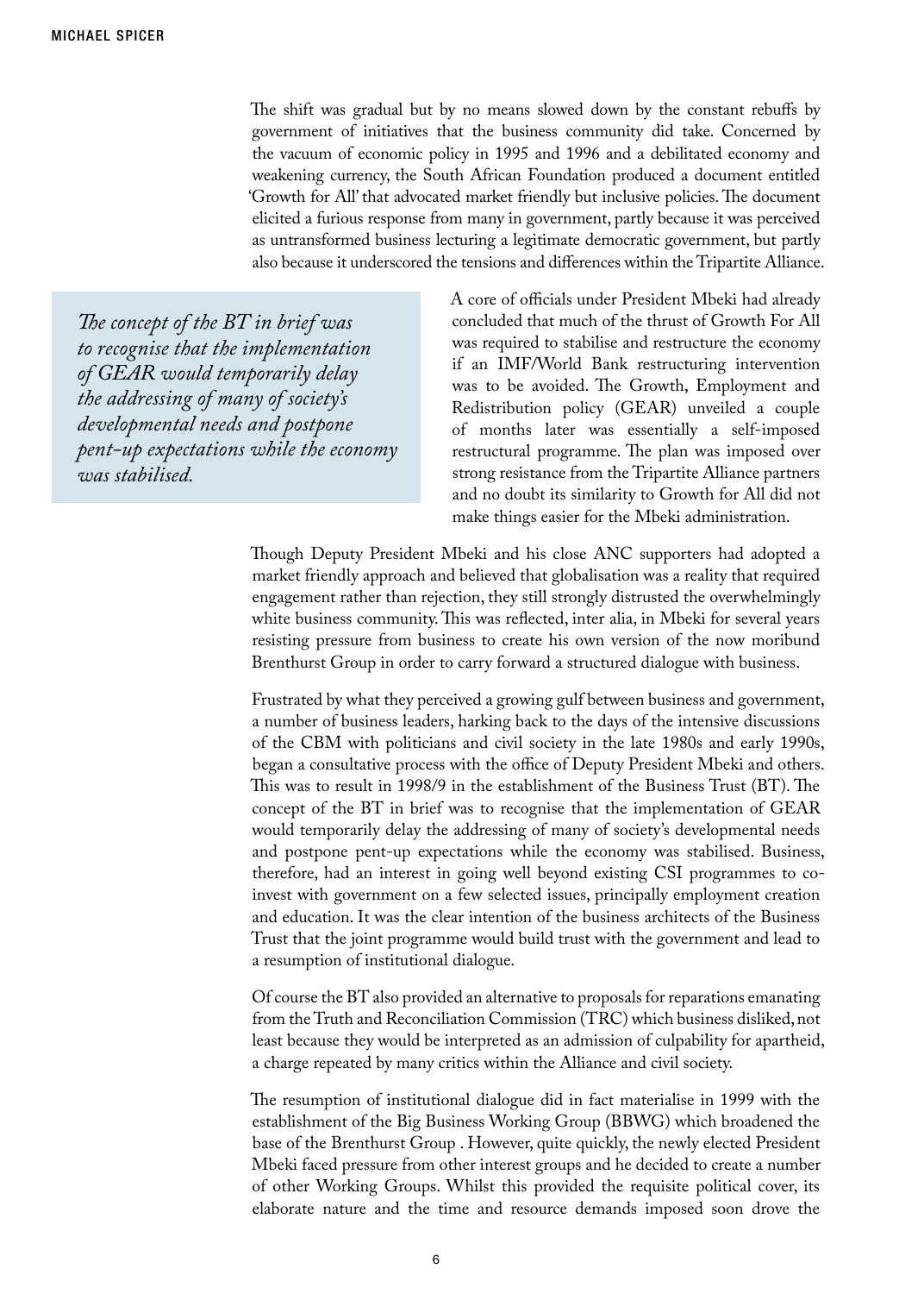The shift was gradual but by no means slowed down by the constant rebuffs by government of initiatives that the business community did take. Concerned by the vacuum of economic policy in 1995 and 1996 and a debilitated economy and weakening currency, the South African Foundation produced a document entitled 'Growth for All' that advocated market friendly but inclusive policies. The document elicited a furious response from many in government, partly because it was perceived as untransformed business lecturing a legitimate democratic government, but partly also because it underscored the tensions and differences within the Tripartite Alliance.

> *The concept of the BT in brief was to recognise that the implementation of GEAR would temporarily delay the addressing of many of society's developmental needs and postpone pent-up expectations while the economy was stabilised.*

A core of officials under President Mbeki had already concluded that much of the thrust of Growth For All was required to stabilise and restructure the economy if an IMF/World Bank restructuring intervention was to be avoided. The Growth, Employment and Redistribution policy (GEAR) unveiled a couple of months later was essentially a self-imposed restructural programme. The plan was imposed over strong resistance from the Tripartite Alliance partners and no doubt its similarity to Growth for All did not make things easier for the Mbeki administration.

Though Deputy President Mbeki and his close ANC supporters had adopted a market friendly approach and believed that globalisation was a reality that required engagement rather than rejection, they still strongly distrusted the overwhelmingly white business community. This was reflected, inter alia, in Mbeki for several years resisting pressure from business to create his own version of the now moribund Brenthurst Group in order to carry forward a structured dialogue with business.

Frustrated by what they perceived a growing gulf between business and government, a number of business leaders, harking back to the days of the intensive discussions of the CBM with politicians and civil society in the late 1980s and early 1990s, began a consultative process with the office of Deputy President Mbeki and others. This was to result in 1998/9 in the establishment of the Business Trust (BT). The concept of the BT in brief was to recognise that the implementation of GEAR would temporarily delay the addressing of many of society's developmental needs and postpone pent-up expectations while the economy was stabilised. Business, therefore, had an interest in going well beyond existing CSI programmes to co-invest with government on a few selected issues, principally employment creation and education. It was the clear intention of the business architects of the Business Trust that the joint programme would build trust with the government and lead to a resumption of institutional dialogue.

Of course the BT also provided an alternative to proposals for reparations emanating from the Truth and Reconciliation Commission (TRC) which business disliked, not least because they would be interpreted as an admission of culpability for apartheid, a charge repeated by many critics within the Alliance and civil society.

The resumption of institutional dialogue did in fact materialise in 1999 with the establishment of the Big Business Working Group (BBWG) which broadened the base of the Brenthurst Group . However, quite quickly, the newly elected President Mbeki faced pressure from other interest groups and he decided to create a number of other Working Groups. Whilst this provided the requisite political cover, its elaborate nature and the time and resource demands imposed soon drove the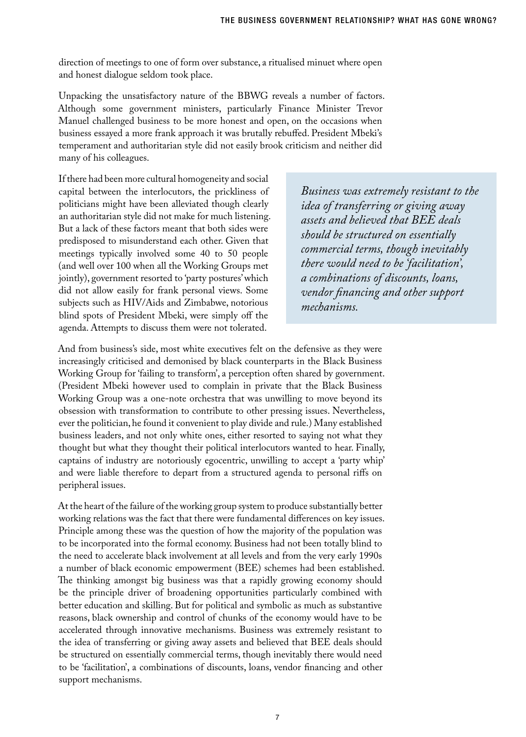direction of meetings to one of form over substance, a ritualised minuet where open and honest dialogue seldom took place.

Unpacking the unsatisfactory nature of the BBWG reveals a number of factors. Although some government ministers, particularly Finance Minister Trevor Manuel challenged business to be more honest and open, on the occasions when business essayed a more frank approach it was brutally rebuffed. President Mbeki's temperament and authoritarian style did not easily brook criticism and neither did many of his colleagues.

If there had been more cultural homogeneity and social capital between the interlocutors, the prickliness of politicians might have been alleviated though clearly an authoritarian style did not make for much listening. But a lack of these factors meant that both sides were predisposed to misunderstand each other. Given that meetings typically involved some 40 to 50 people (and well over 100 when all the Working Groups met jointly), government resorted to 'party postures' which did not allow easily for frank personal views. Some subjects such as HIV/Aids and Zimbabwe, notorious blind spots of President Mbeki, were simply off the agenda. Attempts to discuss them were not tolerated.

> *Business was extremely resistant to the idea of transferring or giving away assets and believed that BEE deals should be structured on essentially commercial terms, though inevitably there would need to be 'facilitation', a combinations of discounts, loans, vendor financing and other support mechanisms.*

And from business's side, most white executives felt on the defensive as they were increasingly criticised and demonised by black counterparts in the Black Business Working Group for 'failing to transform', a perception often shared by government. (President Mbeki however used to complain in private that the Black Business Working Group was a one-note orchestra that was unwilling to move beyond its obsession with transformation to contribute to other pressing issues. Nevertheless, ever the politician, he found it convenient to play divide and rule.) Many established business leaders, and not only white ones, either resorted to saying not what they thought but what they thought their political interlocutors wanted to hear. Finally, captains of industry are notoriously egocentric, unwilling to accept a 'party whip' and were liable therefore to depart from a structured agenda to personal riffs on peripheral issues.

At the heart of the failure of the working group system to produce substantially better working relations was the fact that there were fundamental differences on key issues. Principle among these was the question of how the majority of the population was to be incorporated into the formal economy. Business had not been totally blind to the need to accelerate black involvement at all levels and from the very early 1990s a number of black economic empowerment (BEE) schemes had been established. The thinking amongst big business was that a rapidly growing economy should be the principle driver of broadening opportunities particularly combined with better education and skilling. But for political and symbolic as much as substantive reasons, black ownership and control of chunks of the economy would have to be accelerated through innovative mechanisms. Business was extremely resistant to the idea of transferring or giving away assets and believed that BEE deals should be structured on essentially commercial terms, though inevitably there would need to be 'facilitation', a combinations of discounts, loans, vendor financing and other support mechanisms.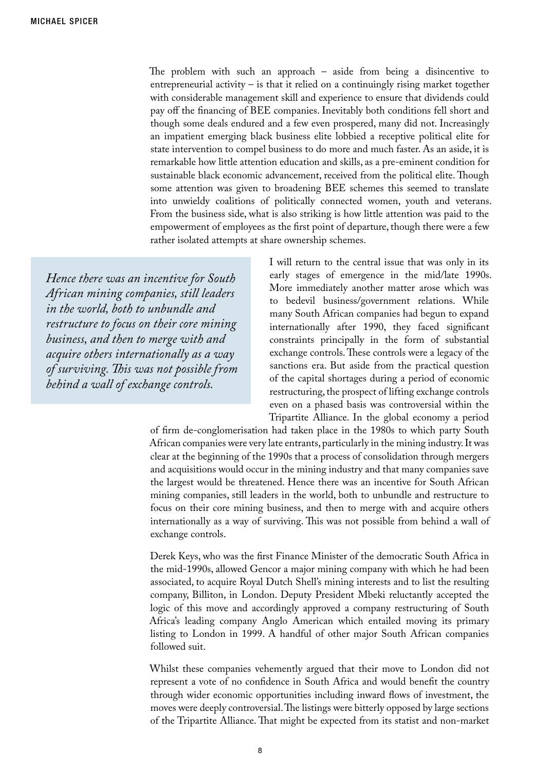The problem with such an approach – aside from being a disincentive to entrepreneurial activity – is that it relied on a continuingly rising market together with considerable management skill and experience to ensure that dividends could pay off the financing of BEE companies. Inevitably both conditions fell short and though some deals endured and a few even prospered, many did not. Increasingly an impatient emerging black business elite lobbied a receptive political elite for state intervention to compel business to do more and much faster. As an aside, it is remarkable how little attention education and skills, as a pre-eminent condition for sustainable black economic advancement, received from the political elite. Though some attention was given to broadening BEE schemes this seemed to translate into unwieldy coalitions of politically connected women, youth and veterans. From the business side, what is also striking is how little attention was paid to the empowerment of employees as the first point of departure, though there were a few rather isolated attempts at share ownership schemes.

> *Hence there was an incentive for South African mining companies, still leaders in the world, both to unbundle and restructure to focus on their core mining business, and then to merge with and acquire others internationally as a way of surviving. This was not possible from behind a wall of exchange controls.*

I will return to the central issue that was only in its early stages of emergence in the mid/late 1990s. More immediately another matter arose which was to bedevil business/government relations. While many South African companies had begun to expand internationally after 1990, they faced significant constraints principally in the form of substantial exchange controls. These controls were a legacy of the sanctions era. But aside from the practical question of the capital shortages during a period of economic restructuring, the prospect of lifting exchange controls even on a phased basis was controversial within the Tripartite Alliance. In the global economy a period of firm de-conglomerisation had taken place in the 1980s to which party South African companies were very late entrants, particularly in the mining industry. It was clear at the beginning of the 1990s that a process of consolidation through mergers and acquisitions would occur in the mining industry and that many companies save the largest would be threatened. Hence there was an incentive for South African mining companies, still leaders in the world, both to unbundle and restructure to focus on their core mining business, and then to merge with and acquire others internationally as a way of surviving. This was not possible from behind a wall of exchange controls.

Derek Keys, who was the first Finance Minister of the democratic South Africa in the mid-1990s, allowed Gencor a major mining company with which he had been associated, to acquire Royal Dutch Shell's mining interests and to list the resulting company, Billiton, in London. Deputy President Mbeki reluctantly accepted the logic of this move and accordingly approved a company restructuring of South Africa's leading company Anglo American which entailed moving its primary listing to London in 1999. A handful of other major South African companies followed suit.

Whilst these companies vehemently argued that their move to London did not represent a vote of no confidence in South Africa and would benefit the country through wider economic opportunities including inward flows of investment, the moves were deeply controversial. The listings were bitterly opposed by large sections of the Tripartite Alliance. That might be expected from its statist and non-market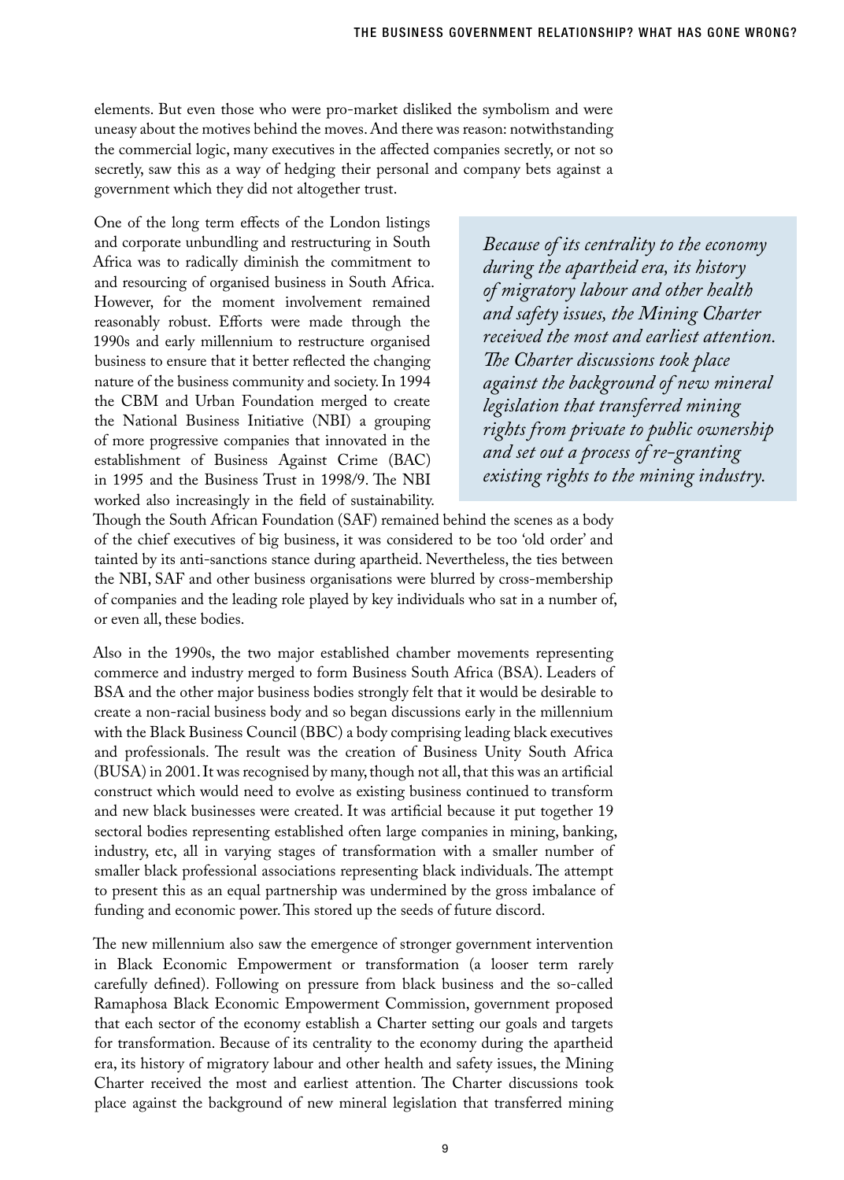elements. But even those who were pro-market disliked the symbolism and were uneasy about the motives behind the moves. And there was reason: notwithstanding the commercial logic, many executives in the affected companies secretly, or not so secretly, saw this as a way of hedging their personal and company bets against a government which they did not altogether trust.

One of the long term effects of the London listings and corporate unbundling and restructuring in South Africa was to radically diminish the commitment to and resourcing of organised business in South Africa. However, for the moment involvement remained reasonably robust. Efforts were made through the 1990s and early millennium to restructure organised business to ensure that it better reflected the changing nature of the business community and society. In 1994 the CBM and Urban Foundation merged to create the National Business Initiative (NBI) a grouping of more progressive companies that innovated in the establishment of Business Against Crime (BAC) in 1995 and the Business Trust in 1998/9. The NBI worked also increasingly in the field of sustainability. Though the South African Foundation (SAF) remained behind the scenes as a body of the chief executives of big business, it was considered to be too 'old order' and tainted by its anti-sanctions stance during apartheid. Nevertheless, the ties between the NBI, SAF and other business organisations were blurred by cross-membership of companies and the leading role played by key individuals who sat in a number of, or even all, these bodies.

> *Because of its centrality to the economy during the apartheid era, its history of migratory labour and other health and safety issues, the Mining Charter received the most and earliest attention. The Charter discussions took place against the background of new mineral legislation that transferred mining rights from private to public ownership and set out a process of re-granting existing rights to the mining industry.*

Also in the 1990s, the two major established chamber movements representing commerce and industry merged to form Business South Africa (BSA). Leaders of BSA and the other major business bodies strongly felt that it would be desirable to create a non-racial business body and so began discussions early in the millennium with the Black Business Council (BBC) a body comprising leading black executives and professionals. The result was the creation of Business Unity South Africa (BUSA) in 2001. It was recognised by many, though not all, that this was an artificial construct which would need to evolve as existing business continued to transform and new black businesses were created. It was artificial because it put together 19 sectoral bodies representing established often large companies in mining, banking, industry, etc, all in varying stages of transformation with a smaller number of smaller black professional associations representing black individuals. The attempt to present this as an equal partnership was undermined by the gross imbalance of funding and economic power. This stored up the seeds of future discord.

The new millennium also saw the emergence of stronger government intervention in Black Economic Empowerment or transformation (a looser term rarely carefully defined). Following on pressure from black business and the so-called Ramaphosa Black Economic Empowerment Commission, government proposed that each sector of the economy establish a Charter setting our goals and targets for transformation. Because of its centrality to the economy during the apartheid era, its history of migratory labour and other health and safety issues, the Mining Charter received the most and earliest attention. The Charter discussions took place against the background of new mineral legislation that transferred mining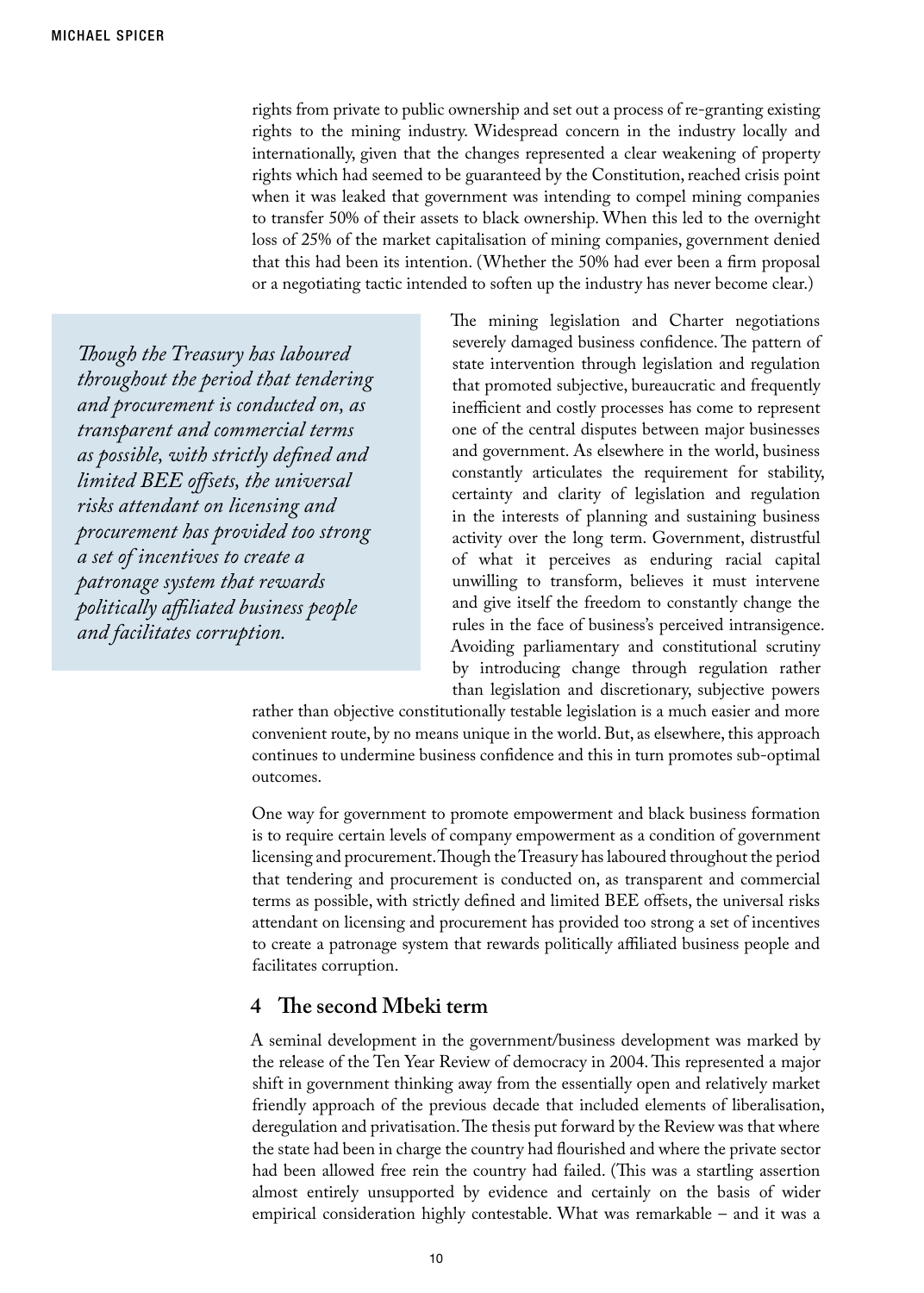rights from private to public ownership and set out a process of re-granting existing rights to the mining industry. Widespread concern in the industry locally and internationally, given that the changes represented a clear weakening of property rights which had seemed to be guaranteed by the Constitution, reached crisis point when it was leaked that government was intending to compel mining companies to transfer 50% of their assets to black ownership. When this led to the overnight loss of 25% of the market capitalisation of mining companies, government denied that this had been its intention. (Whether the 50% had ever been a firm proposal or a negotiating tactic intended to soften up the industry has never become clear.)

> *Though the Treasury has laboured throughout the period that tendering and procurement is conducted on, as transparent and commercial terms as possible, with strictly defined and limited BEE offsets, the universal risks attendant on licensing and procurement has provided too strong a set of incentives to create a patronage system that rewards politically affiliated business people and facilitates corruption.*

The mining legislation and Charter negotiations severely damaged business confidence. The pattern of state intervention through legislation and regulation that promoted subjective, bureaucratic and frequently inefficient and costly processes has come to represent one of the central disputes between major businesses and government. As elsewhere in the world, business constantly articulates the requirement for stability, certainty and clarity of legislation and regulation in the interests of planning and sustaining business activity over the long term. Government, distrustful of what it perceives as enduring racial capital unwilling to transform, believes it must intervene and give itself the freedom to constantly change the rules in the face of business's perceived intransigence. Avoiding parliamentary and constitutional scrutiny by introducing change through regulation rather than legislation and discretionary, subjective powers rather than objective constitutionally testable legislation is a much easier and more convenient route, by no means unique in the world. But, as elsewhere, this approach continues to undermine business confidence and this in turn promotes sub-optimal outcomes.

One way for government to promote empowerment and black business formation is to require certain levels of company empowerment as a condition of government licensing and procurement. Though the Treasury has laboured throughout the period that tendering and procurement is conducted on, as transparent and commercial terms as possible, with strictly defined and limited BEE offsets, the universal risks attendant on licensing and procurement has provided too strong a set of incentives to create a patronage system that rewards politically affiliated business people and facilitates corruption.

## 4 The second Mbeki term

A seminal development in the government/business development was marked by the release of the Ten Year Review of democracy in 2004. This represented a major shift in government thinking away from the essentially open and relatively market friendly approach of the previous decade that included elements of liberalisation, deregulation and privatisation. The thesis put forward by the Review was that where the state had been in charge the country had flourished and where the private sector had been allowed free rein the country had failed. (This was a startling assertion almost entirely unsupported by evidence and certainly on the basis of wider empirical consideration highly contestable. What was remarkable – and it was a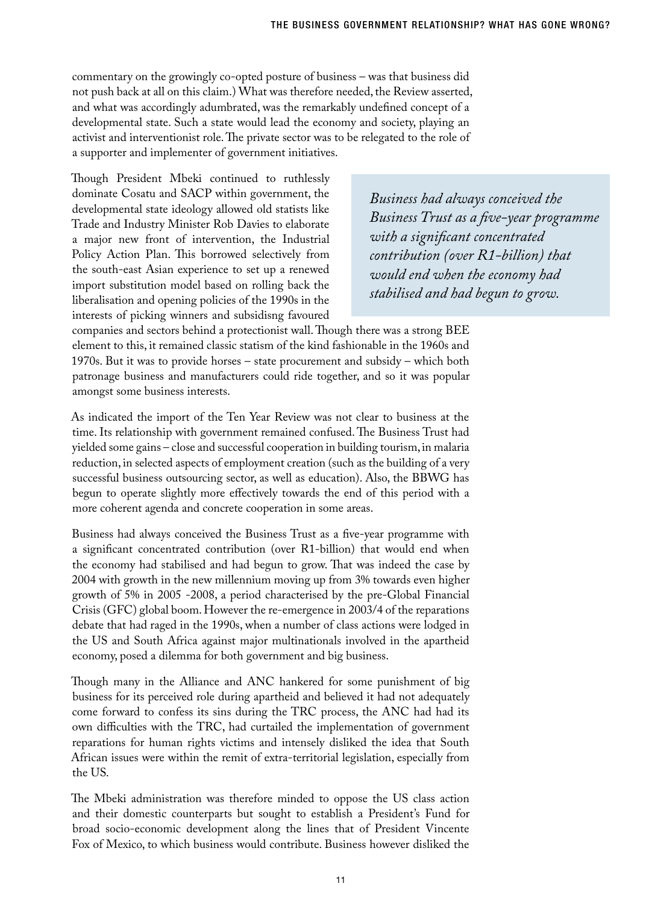commentary on the growingly co-opted posture of business – was that business did not push back at all on this claim.) What was therefore needed, the Review asserted, and what was accordingly adumbrated, was the remarkably undefined concept of a developmental state. Such a state would lead the economy and society, playing an activist and interventionist role. The private sector was to be relegated to the role of a supporter and implementer of government initiatives.

Though President Mbeki continued to ruthlessly dominate Cosatu and SACP within government, the developmental state ideology allowed old statists like Trade and Industry Minister Rob Davies to elaborate a major new front of intervention, the Industrial Policy Action Plan. This borrowed selectively from the south-east Asian experience to set up a renewed import substitution model based on rolling back the liberalisation and opening policies of the 1990s in the interests of picking winners and subsidisng favoured companies and sectors behind a protectionist wall. Though there was a strong BEE element to this, it remained classic statism of the kind fashionable in the 1960s and 1970s. But it was to provide horses – state procurement and subsidy – which both patronage business and manufacturers could ride together, and so it was popular amongst some business interests.

> *Business had always conceived the Business Trust as a five-year programme with a significant concentrated contribution (over R1-billion) that would end when the economy had stabilised and had begun to grow.*

As indicated the import of the Ten Year Review was not clear to business at the time. Its relationship with government remained confused. The Business Trust had yielded some gains – close and successful cooperation in building tourism, in malaria reduction, in selected aspects of employment creation (such as the building of a very successful business outsourcing sector, as well as education). Also, the BBWG has begun to operate slightly more effectively towards the end of this period with a more coherent agenda and concrete cooperation in some areas.

Business had always conceived the Business Trust as a five-year programme with a significant concentrated contribution (over R1-billion) that would end when the economy had stabilised and had begun to grow. That was indeed the case by 2004 with growth in the new millennium moving up from 3% towards even higher growth of 5% in 2005 -2008, a period characterised by the pre-Global Financial Crisis (GFC) global boom. However the re-emergence in 2003/4 of the reparations debate that had raged in the 1990s, when a number of class actions were lodged in the US and South Africa against major multinationals involved in the apartheid economy, posed a dilemma for both government and big business.

Though many in the Alliance and ANC hankered for some punishment of big business for its perceived role during apartheid and believed it had not adequately come forward to confess its sins during the TRC process, the ANC had had its own difficulties with the TRC, had curtailed the implementation of government reparations for human rights victims and intensely disliked the idea that South African issues were within the remit of extra-territorial legislation, especially from the US.

The Mbeki administration was therefore minded to oppose the US class action and their domestic counterparts but sought to establish a President's Fund for broad socio-economic development along the lines that of President Vincente Fox of Mexico, to which business would contribute. Business however disliked the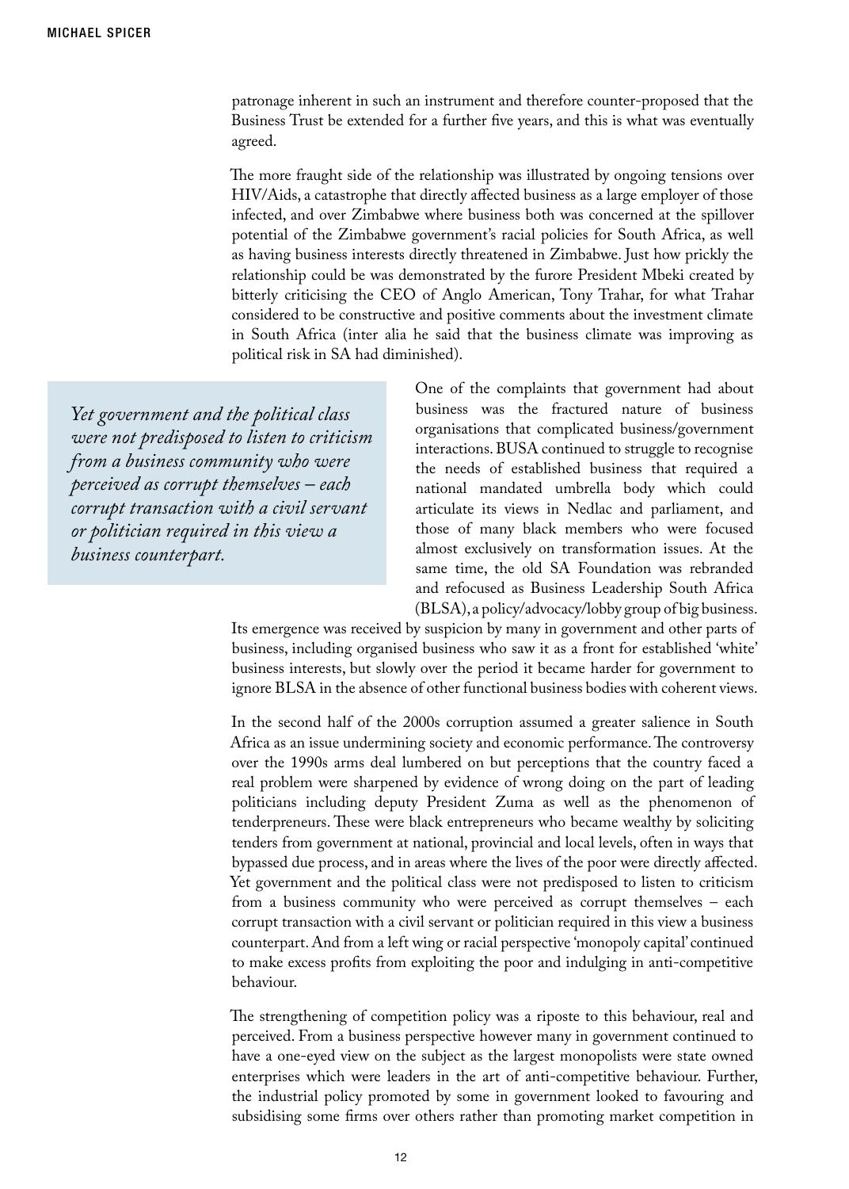patronage inherent in such an instrument and therefore counter-proposed that the Business Trust be extended for a further five years, and this is what was eventually agreed.

The more fraught side of the relationship was illustrated by ongoing tensions over HIV/Aids, a catastrophe that directly affected business as a large employer of those infected, and over Zimbabwe where business both was concerned at the spillover potential of the Zimbabwe government's racial policies for South Africa, as well as having business interests directly threatened in Zimbabwe. Just how prickly the relationship could be was demonstrated by the furore President Mbeki created by bitterly criticising the CEO of Anglo American, Tony Trahar, for what Trahar considered to be constructive and positive comments about the investment climate in South Africa (inter alia he said that the business climate was improving as political risk in SA had diminished).

> *Yet government and the political class were not predisposed to listen to criticism from a business community who were perceived as corrupt themselves – each corrupt transaction with a civil servant or politician required in this view a business counterpart.*

One of the complaints that government had about business was the fractured nature of business organisations that complicated business/government interactions. BUSA continued to struggle to recognise the needs of established business that required a national mandated umbrella body which could articulate its views in Nedlac and parliament, and those of many black members who were focused almost exclusively on transformation issues. At the same time, the old SA Foundation was rebranded and refocused as Business Leadership South Africa (BLSA), a policy/advocacy/lobby group of big business. Its emergence was received by suspicion by many in government and other parts of business, including organised business who saw it as a front for established 'white' business interests, but slowly over the period it became harder for government to ignore BLSA in the absence of other functional business bodies with coherent views.

In the second half of the 2000s corruption assumed a greater salience in South Africa as an issue undermining society and economic performance. The controversy over the 1990s arms deal lumbered on but perceptions that the country faced a real problem were sharpened by evidence of wrong doing on the part of leading politicians including deputy President Zuma as well as the phenomenon of tenderpreneurs. These were black entrepreneurs who became wealthy by soliciting tenders from government at national, provincial and local levels, often in ways that bypassed due process, and in areas where the lives of the poor were directly affected. Yet government and the political class were not predisposed to listen to criticism from a business community who were perceived as corrupt themselves – each corrupt transaction with a civil servant or politician required in this view a business counterpart. And from a left wing or racial perspective 'monopoly capital' continued to make excess profits from exploiting the poor and indulging in anti-competitive behaviour.

The strengthening of competition policy was a riposte to this behaviour, real and perceived. From a business perspective however many in government continued to have a one-eyed view on the subject as the largest monopolists were state owned enterprises which were leaders in the art of anti-competitive behaviour. Further, the industrial policy promoted by some in government looked to favouring and subsidising some firms over others rather than promoting market competition in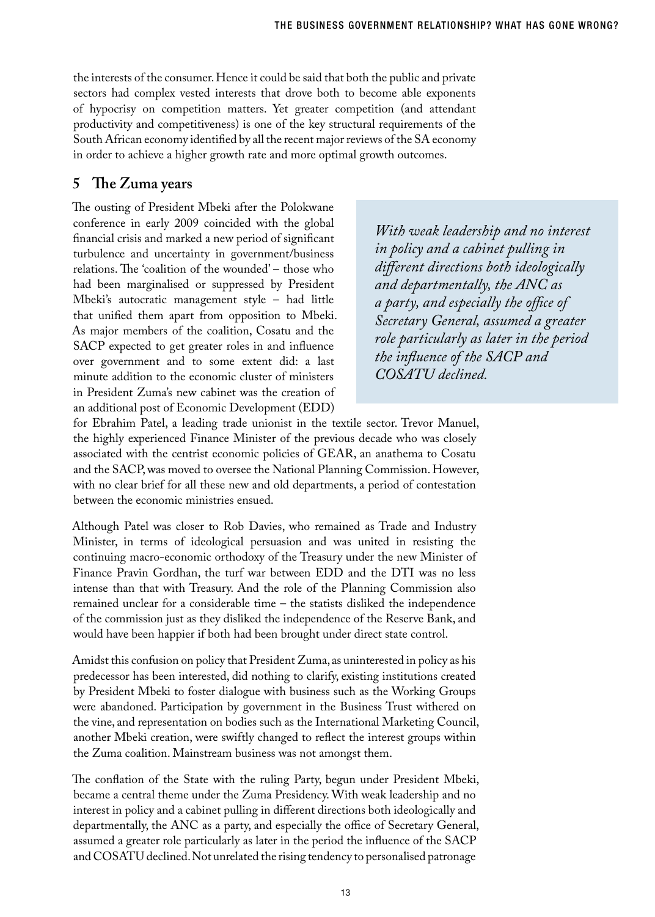the interests of the consumer. Hence it could be said that both the public and private sectors had complex vested interests that drove both to become able exponents of hypocrisy on competition matters. Yet greater competition (and attendant productivity and competitiveness) is one of the key structural requirements of the South African economy identified by all the recent major reviews of the SA economy in order to achieve a higher growth rate and more optimal growth outcomes.

## 5 The Zuma years

The ousting of President Mbeki after the Polokwane conference in early 2009 coincided with the global financial crisis and marked a new period of significant turbulence and uncertainty in government/business relations. The 'coalition of the wounded' – those who had been marginalised or suppressed by President Mbeki's autocratic management style – had little that unified them apart from opposition to Mbeki. As major members of the coalition, Cosatu and the SACP expected to get greater roles in and influence over government and to some extent did: a last minute addition to the economic cluster of ministers in President Zuma's new cabinet was the creation of an additional post of Economic Development (EDD) for Ebrahim Patel, a leading trade unionist in the textile sector. Trevor Manuel, the highly experienced Finance Minister of the previous decade who was closely associated with the centrist economic policies of GEAR, an anathema to Cosatu and the SACP, was moved to oversee the National Planning Commission. However, with no clear brief for all these new and old departments, a period of contestation between the economic ministries ensued.

> *With weak leadership and no interest in policy and a cabinet pulling in different directions both ideologically and departmentally, the ANC as a party, and especially the office of Secretary General, assumed a greater role particularly as later in the period the influence of the SACP and COSATU declined.*

Although Patel was closer to Rob Davies, who remained as Trade and Industry Minister, in terms of ideological persuasion and was united in resisting the continuing macro-economic orthodoxy of the Treasury under the new Minister of Finance Pravin Gordhan, the turf war between EDD and the DTI was no less intense than that with Treasury. And the role of the Planning Commission also remained unclear for a considerable time – the statists disliked the independence of the commission just as they disliked the independence of the Reserve Bank, and would have been happier if both had been brought under direct state control.

Amidst this confusion on policy that President Zuma, as uninterested in policy as his predecessor has been interested, did nothing to clarify, existing institutions created by President Mbeki to foster dialogue with business such as the Working Groups were abandoned. Participation by government in the Business Trust withered on the vine, and representation on bodies such as the International Marketing Council, another Mbeki creation, were swiftly changed to reflect the interest groups within the Zuma coalition. Mainstream business was not amongst them.

The conflation of the State with the ruling Party, begun under President Mbeki, became a central theme under the Zuma Presidency. With weak leadership and no interest in policy and a cabinet pulling in different directions both ideologically and departmentally, the ANC as a party, and especially the office of Secretary General, assumed a greater role particularly as later in the period the influence of the SACP and COSATU declined. Not unrelated the rising tendency to personalised patronage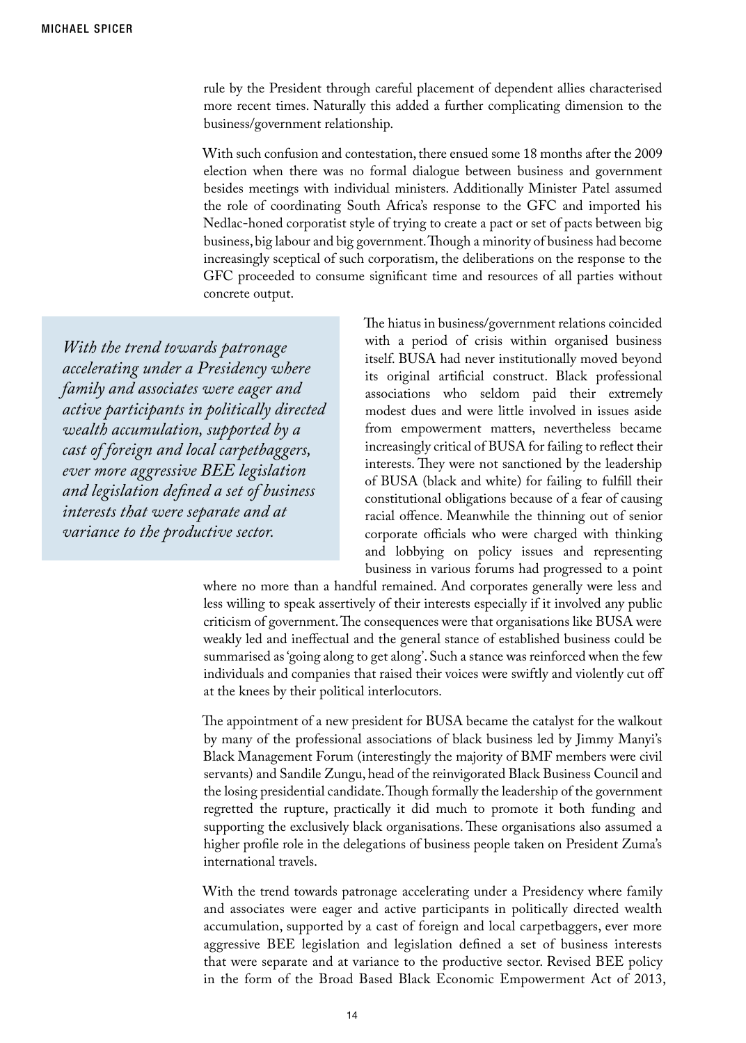rule by the President through careful placement of dependent allies characterised more recent times. Naturally this added a further complicating dimension to the business/government relationship.

With such confusion and contestation, there ensued some 18 months after the 2009 election when there was no formal dialogue between business and government besides meetings with individual ministers. Additionally Minister Patel assumed the role of coordinating South Africa's response to the GFC and imported his Nedlac-honed corporatist style of trying to create a pact or set of pacts between big business, big labour and big government. Though a minority of business had become increasingly sceptical of such corporatism, the deliberations on the response to the GFC proceeded to consume significant time and resources of all parties without concrete output.

> *With the trend towards patronage accelerating under a Presidency where family and associates were eager and active participants in politically directed wealth accumulation, supported by a cast of foreign and local carpetbaggers, ever more aggressive BEE legislation and legislation defined a set of business interests that were separate and at variance to the productive sector.*

The hiatus in business/government relations coincided with a period of crisis within organised business itself. BUSA had never institutionally moved beyond its original artificial construct. Black professional associations who seldom paid their extremely modest dues and were little involved in issues aside from empowerment matters, nevertheless became increasingly critical of BUSA for failing to reflect their interests. They were not sanctioned by the leadership of BUSA (black and white) for failing to fulfill their constitutional obligations because of a fear of causing racial offence. Meanwhile the thinning out of senior corporate officials who were charged with thinking and lobbying on policy issues and representing business in various forums had progressed to a point where no more than a handful remained. And corporates generally were less and less willing to speak assertively of their interests especially if it involved any public criticism of government. The consequences were that organisations like BUSA were weakly led and ineffectual and the general stance of established business could be summarised as 'going along to get along'. Such a stance was reinforced when the few individuals and companies that raised their voices were swiftly and violently cut off at the knees by their political interlocutors.

The appointment of a new president for BUSA became the catalyst for the walkout by many of the professional associations of black business led by Jimmy Manyi's Black Management Forum (interestingly the majority of BMF members were civil servants) and Sandile Zungu, head of the reinvigorated Black Business Council and the losing presidential candidate. Though formally the leadership of the government regretted the rupture, practically it did much to promote it both funding and supporting the exclusively black organisations. These organisations also assumed a higher profile role in the delegations of business people taken on President Zuma's international travels.

With the trend towards patronage accelerating under a Presidency where family and associates were eager and active participants in politically directed wealth accumulation, supported by a cast of foreign and local carpetbaggers, ever more aggressive BEE legislation and legislation defined a set of business interests that were separate and at variance to the productive sector. Revised BEE policy in the form of the Broad Based Black Economic Empowerment Act of 2013,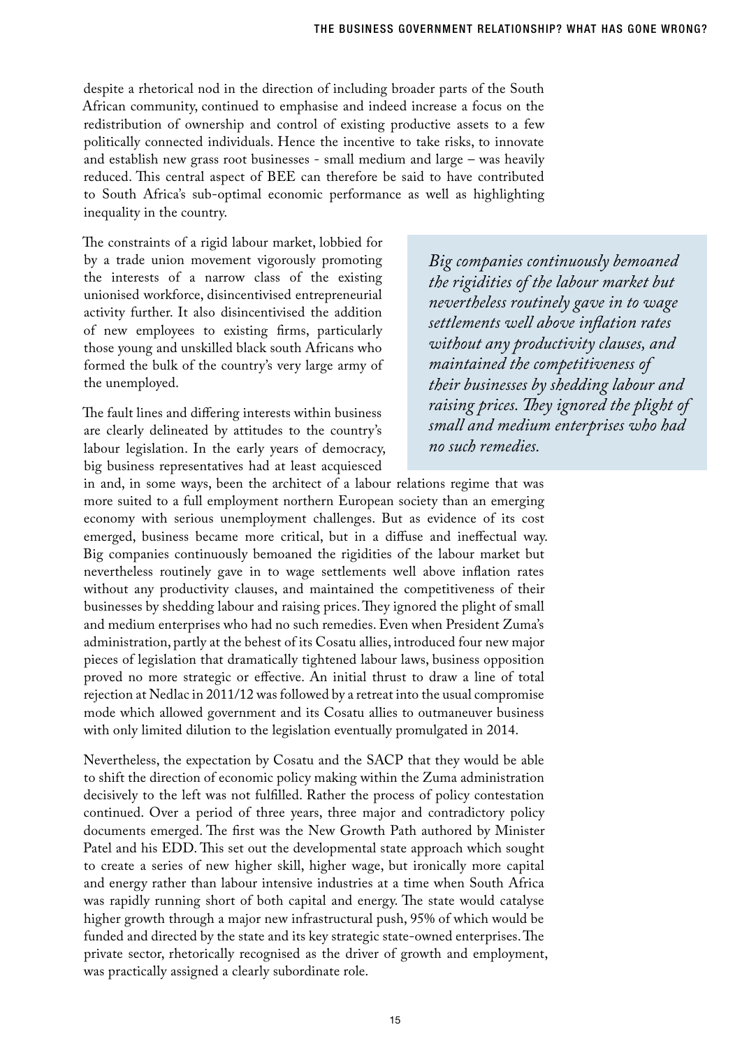despite a rhetorical nod in the direction of including broader parts of the South African community, continued to emphasise and indeed increase a focus on the redistribution of ownership and control of existing productive assets to a few politically connected individuals. Hence the incentive to take risks, to innovate and establish new grass root businesses - small medium and large – was heavily reduced. This central aspect of BEE can therefore be said to have contributed to South Africa's sub-optimal economic performance as well as highlighting inequality in the country.

The constraints of a rigid labour market, lobbied for by a trade union movement vigorously promoting the interests of a narrow class of the existing unionised workforce, disincentivised entrepreneurial activity further. It also disincentivised the addition of new employees to existing firms, particularly those young and unskilled black south Africans who formed the bulk of the country's very large army of the unemployed.

> *Big companies continuously bemoaned the rigidities of the labour market but nevertheless routinely gave in to wage settlements well above inflation rates without any productivity clauses, and maintained the competitiveness of their businesses by shedding labour and raising prices. They ignored the plight of small and medium enterprises who had no such remedies.*

The fault lines and differing interests within business are clearly delineated by attitudes to the country's labour legislation. In the early years of democracy, big business representatives had at least acquiesced in and, in some ways, been the architect of a labour relations regime that was more suited to a full employment northern European society than an emerging economy with serious unemployment challenges. But as evidence of its cost emerged, business became more critical, but in a diffuse and ineffectual way. Big companies continuously bemoaned the rigidities of the labour market but nevertheless routinely gave in to wage settlements well above inflation rates without any productivity clauses, and maintained the competitiveness of their businesses by shedding labour and raising prices. They ignored the plight of small and medium enterprises who had no such remedies. Even when President Zuma's administration, partly at the behest of its Cosatu allies, introduced four new major pieces of legislation that dramatically tightened labour laws, business opposition proved no more strategic or effective. An initial thrust to draw a line of total rejection at Nedlac in 2011/12 was followed by a retreat into the usual compromise mode which allowed government and its Cosatu allies to outmaneuver business with only limited dilution to the legislation eventually promulgated in 2014.

Nevertheless, the expectation by Cosatu and the SACP that they would be able to shift the direction of economic policy making within the Zuma administration decisively to the left was not fulfilled. Rather the process of policy contestation continued. Over a period of three years, three major and contradictory policy documents emerged. The first was the New Growth Path authored by Minister Patel and his EDD. This set out the developmental state approach which sought to create a series of new higher skill, higher wage, but ironically more capital and energy rather than labour intensive industries at a time when South Africa was rapidly running short of both capital and energy. The state would catalyse higher growth through a major new infrastructural push, 95% of which would be funded and directed by the state and its key strategic state-owned enterprises. The private sector, rhetorically recognised as the driver of growth and employment, was practically assigned a clearly subordinate role.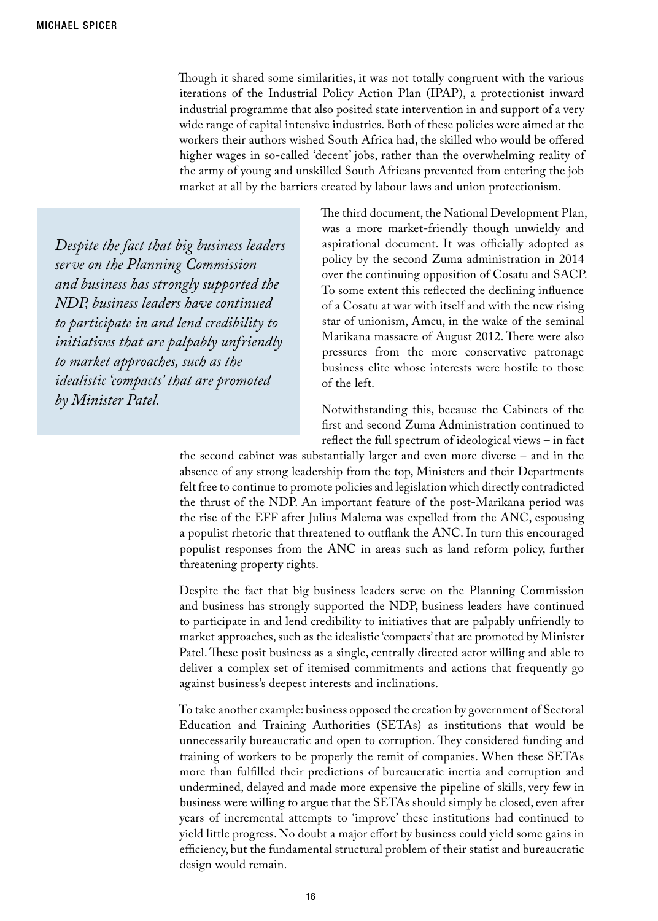Though it shared some similarities, it was not totally congruent with the various iterations of the Industrial Policy Action Plan (IPAP), a protectionist inward industrial programme that also posited state intervention in and support of a very wide range of capital intensive industries. Both of these policies were aimed at the workers their authors wished South Africa had, the skilled who would be offered higher wages in so-called 'decent' jobs, rather than the overwhelming reality of the army of young and unskilled South Africans prevented from entering the job market at all by the barriers created by labour laws and union protectionism.

*Despite the fact that big business leaders serve on the Planning Commission and business has strongly supported the NDP, business leaders have continued to participate in and lend credibility to initiatives that are palpably unfriendly to market approaches, such as the idealistic 'compacts' that are promoted by Minister Patel.*

The third document, the National Development Plan, was a more market-friendly though unwieldy and aspirational document. It was officially adopted as policy by the second Zuma administration in 2014 over the continuing opposition of Cosatu and SACP. To some extent this reflected the declining influence of a Cosatu at war with itself and with the new rising star of unionism, Amcu, in the wake of the seminal Marikana massacre of August 2012. There were also pressures from the more conservative patronage business elite whose interests were hostile to those of the left.

Notwithstanding this, because the Cabinets of the first and second Zuma Administration continued to reflect the full spectrum of ideological views – in fact the second cabinet was substantially larger and even more diverse – and in the absence of any strong leadership from the top, Ministers and their Departments felt free to continue to promote policies and legislation which directly contradicted the thrust of the NDP. An important feature of the post-Marikana period was the rise of the EFF after Julius Malema was expelled from the ANC, espousing a populist rhetoric that threatened to outflank the ANC. In turn this encouraged populist responses from the ANC in areas such as land reform policy, further threatening property rights.

Despite the fact that big business leaders serve on the Planning Commission and business has strongly supported the NDP, business leaders have continued to participate in and lend credibility to initiatives that are palpably unfriendly to market approaches, such as the idealistic 'compacts' that are promoted by Minister Patel. These posit business as a single, centrally directed actor willing and able to deliver a complex set of itemised commitments and actions that frequently go against business's deepest interests and inclinations.

To take another example: business opposed the creation by government of Sectoral Education and Training Authorities (SETAs) as institutions that would be unnecessarily bureaucratic and open to corruption. They considered funding and training of workers to be properly the remit of companies. When these SETAs more than fulfilled their predictions of bureaucratic inertia and corruption and undermined, delayed and made more expensive the pipeline of skills, very few in business were willing to argue that the SETAs should simply be closed, even after years of incremental attempts to 'improve' these institutions had continued to yield little progress. No doubt a major effort by business could yield some gains in efficiency, but the fundamental structural problem of their statist and bureaucratic design would remain.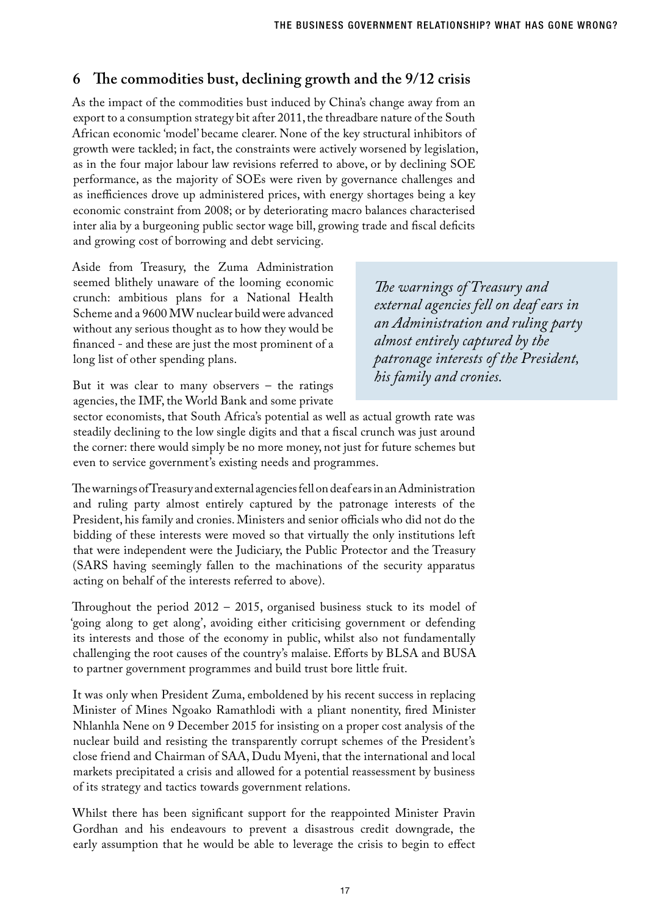## 6 The commodities bust, declining growth and the 9/12 crisis

As the impact of the commodities bust induced by China's change away from an export to a consumption strategy bit after 2011, the threadbare nature of the South African economic 'model' became clearer. None of the key structural inhibitors of growth were tackled; in fact, the constraints were actively worsened by legislation, as in the four major labour law revisions referred to above, or by declining SOE performance, as the majority of SOEs were riven by governance challenges and as inefficiences drove up administered prices, with energy shortages being a key economic constraint from 2008; or by deteriorating macro balances characterised inter alia by a burgeoning public sector wage bill, growing trade and fiscal deficits and growing cost of borrowing and debt servicing.

Aside from Treasury, the Zuma Administration seemed blithely unaware of the looming economic crunch: ambitious plans for a National Health Scheme and a 9600 MW nuclear build were advanced without any serious thought as to how they would be financed - and these are just the most prominent of a long list of other spending plans.

But it was clear to many observers – the ratings agencies, the IMF, the World Bank and some private sector economists, that South Africa's potential as well as actual growth rate was steadily declining to the low single digits and that a fiscal crunch was just around the corner: there would simply be no more money, not just for future schemes but even to service government's existing needs and programmes.

> *The warnings of Treasury and external agencies fell on deaf ears in an Administration and ruling party almost entirely captured by the patronage interests of the President, his family and cronies.*

The warnings of Treasury and external agencies fell on deaf ears in an Administration and ruling party almost entirely captured by the patronage interests of the President, his family and cronies. Ministers and senior officials who did not do the bidding of these interests were moved so that virtually the only institutions left that were independent were the Judiciary, the Public Protector and the Treasury (SARS having seemingly fallen to the machinations of the security apparatus acting on behalf of the interests referred to above).

Throughout the period 2012 – 2015, organised business stuck to its model of 'going along to get along', avoiding either criticising government or defending its interests and those of the economy in public, whilst also not fundamentally challenging the root causes of the country's malaise. Efforts by BLSA and BUSA to partner government programmes and build trust bore little fruit.

It was only when President Zuma, emboldened by his recent success in replacing Minister of Mines Ngoako Ramathlodi with a pliant nonentity, fired Minister Nhlanhla Nene on 9 December 2015 for insisting on a proper cost analysis of the nuclear build and resisting the transparently corrupt schemes of the President's close friend and Chairman of SAA, Dudu Myeni, that the international and local markets precipitated a crisis and allowed for a potential reassessment by business of its strategy and tactics towards government relations.

Whilst there has been significant support for the reappointed Minister Pravin Gordhan and his endeavours to prevent a disastrous credit downgrade, the early assumption that he would be able to leverage the crisis to begin to effect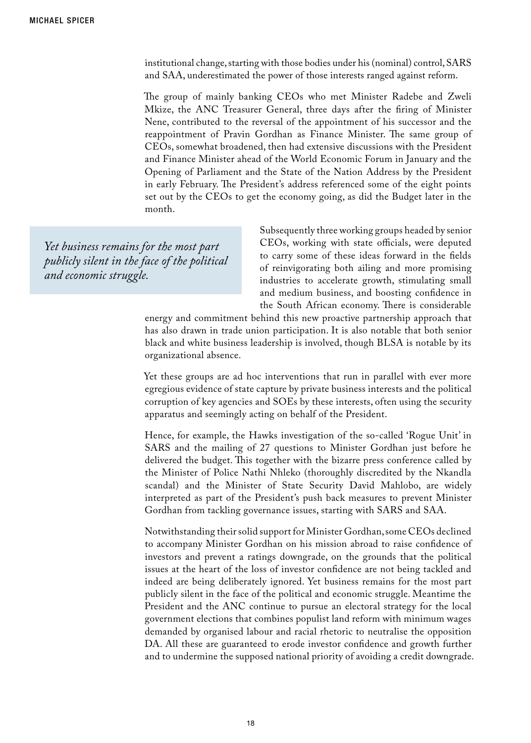institutional change, starting with those bodies under his (nominal) control, SARS and SAA, underestimated the power of those interests ranged against reform.

The group of mainly banking CEOs who met Minister Radebe and Zweli Mkize, the ANC Treasurer General, three days after the firing of Minister Nene, contributed to the reversal of the appointment of his successor and the reappointment of Pravin Gordhan as Finance Minister. The same group of CEOs, somewhat broadened, then had extensive discussions with the President and Finance Minister ahead of the World Economic Forum in January and the Opening of Parliament and the State of the Nation Address by the President in early February. The President's address referenced some of the eight points set out by the CEOs to get the economy going, as did the Budget later in the month.

> *Yet business remains for the most part publicly silent in the face of the political and economic struggle.*

Subsequently three working groups headed by senior CEOs, working with state officials, were deputed to carry some of these ideas forward in the fields of reinvigorating both ailing and more promising industries to accelerate growth, stimulating small and medium business, and boosting confidence in the South African economy. There is considerable energy and commitment behind this new proactive partnership approach that has also drawn in trade union participation. It is also notable that both senior black and white business leadership is involved, though BLSA is notable by its organizational absence.

Yet these groups are ad hoc interventions that run in parallel with ever more egregious evidence of state capture by private business interests and the political corruption of key agencies and SOEs by these interests, often using the security apparatus and seemingly acting on behalf of the President.

Hence, for example, the Hawks investigation of the so-called 'Rogue Unit' in SARS and the mailing of 27 questions to Minister Gordhan just before he delivered the budget. This together with the bizarre press conference called by the Minister of Police Nathi Nhleko (thoroughly discredited by the Nkandla scandal) and the Minister of State Security David Mahlobo, are widely interpreted as part of the President's push back measures to prevent Minister Gordhan from tackling governance issues, starting with SARS and SAA.

Notwithstanding their solid support for Minister Gordhan, some CEOs declined to accompany Minister Gordhan on his mission abroad to raise confidence of investors and prevent a ratings downgrade, on the grounds that the political issues at the heart of the loss of investor confidence are not being tackled and indeed are being deliberately ignored. Yet business remains for the most part publicly silent in the face of the political and economic struggle. Meantime the President and the ANC continue to pursue an electoral strategy for the local government elections that combines populist land reform with minimum wages demanded by organised labour and racial rhetoric to neutralise the opposition DA. All these are guaranteed to erode investor confidence and growth further and to undermine the supposed national priority of avoiding a credit downgrade.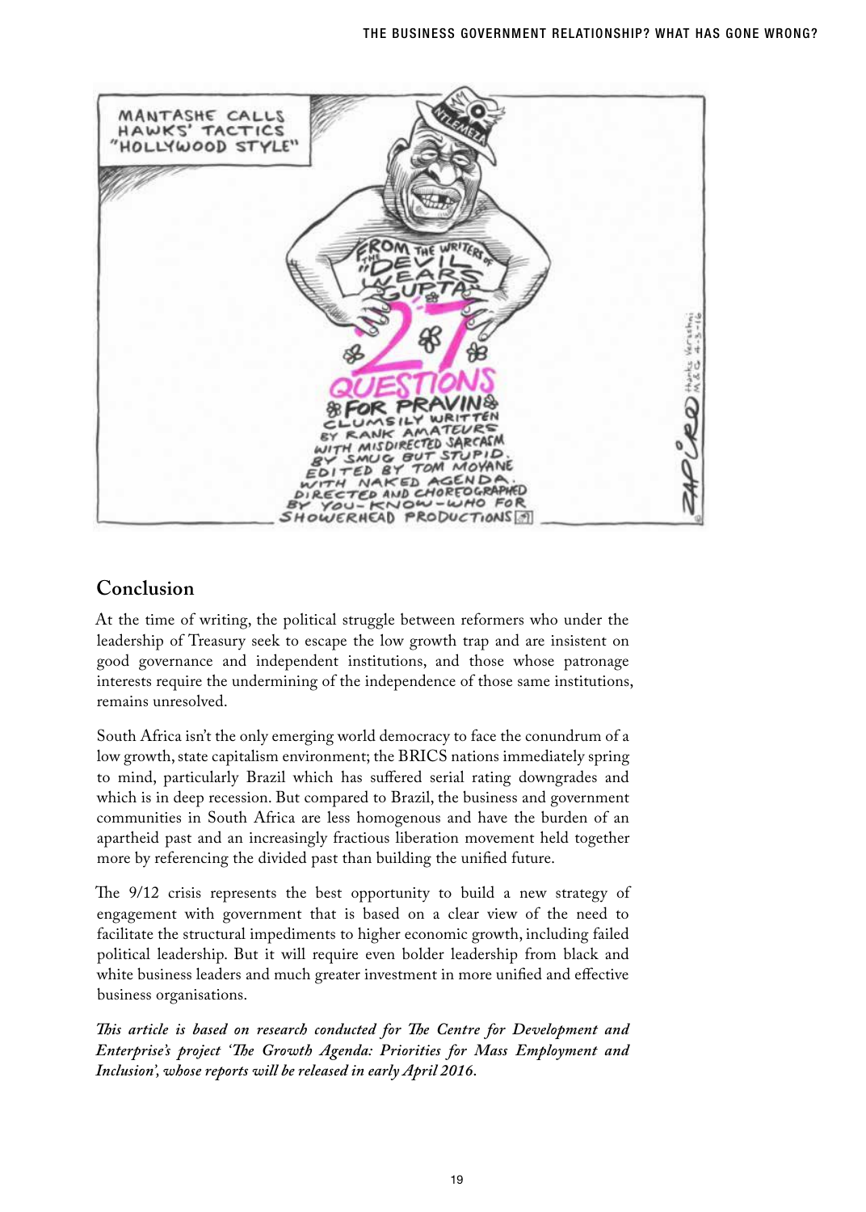## Conclusion

At the time of writing, the political struggle between reformers who under the leadership of Treasury seek to escape the low growth trap and are insistent on good governance and independent institutions, and those whose patronage interests require the undermining of the independence of those same institutions, remains unresolved.

South Africa isn't the only emerging world democracy to face the conundrum of a low growth, state capitalism environment; the BRICS nations immediately spring to mind, particularly Brazil which has suffered serial rating downgrades and which is in deep recession. But compared to Brazil, the business and government communities in South Africa are less homogenous and have the burden of an apartheid past and an increasingly fractious liberation movement held together more by referencing the divided past than building the unified future.

The 9/12 crisis represents the best opportunity to build a new strategy of engagement with government that is based on a clear view of the need to facilitate the structural impediments to higher economic growth, including failed political leadership. But it will require even bolder leadership from black and white business leaders and much greater investment in more unified and effective business organisations.

***This article is based on research conducted for The Centre for Development and Enterprise's project 'The Growth Agenda: Priorities for Mass Employment and Inclusion', whose reports will be released in early April 2016.***